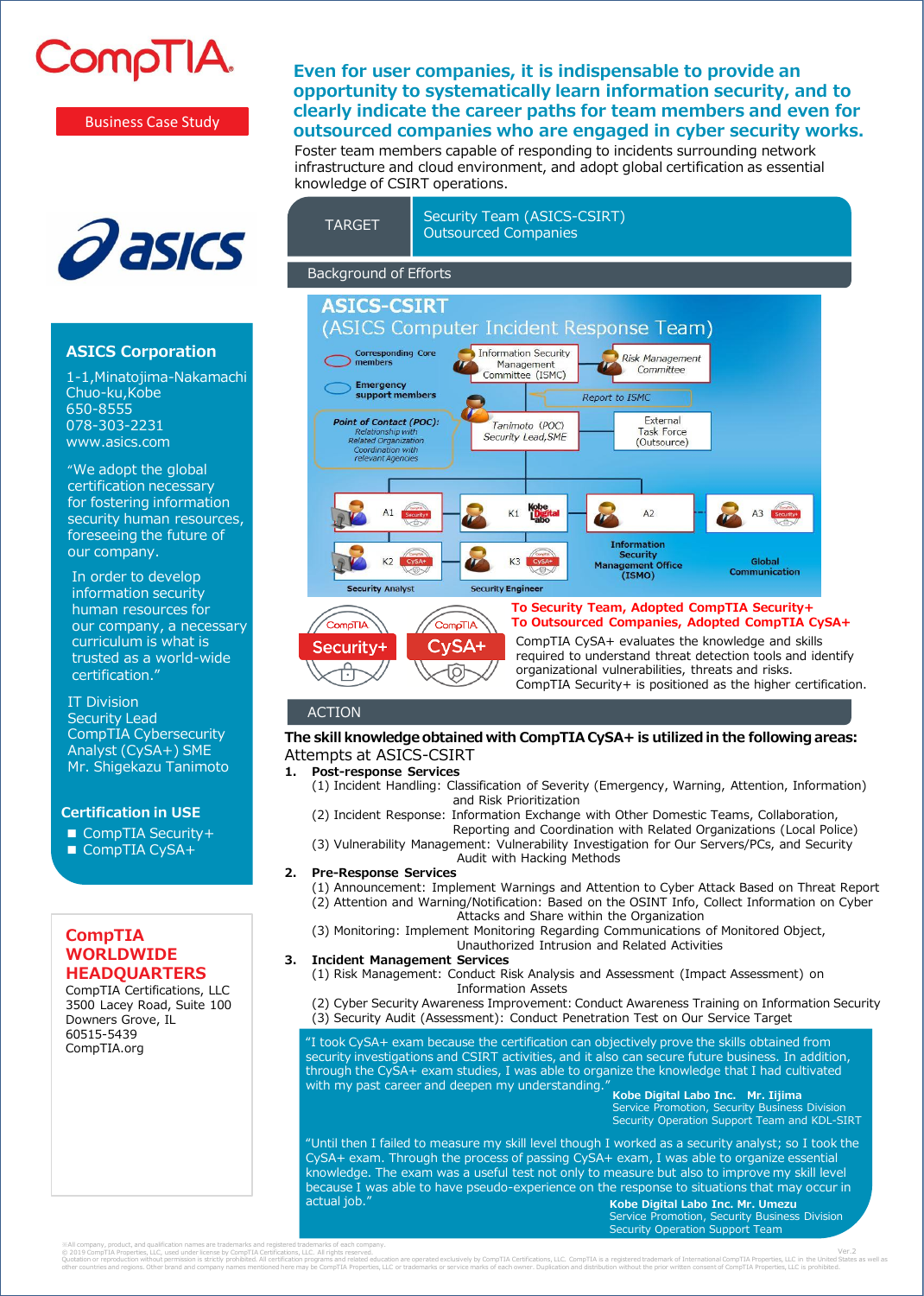# CompTIA

Business Case Study

asics

## ASICS Corporation

1-1,Minatojima-Nakamachi
Chuo-ku,Kobe
650-8555
078-303-2231
www.asics.com

"We adopt the global certification necessary for fostering information security human resources, foreseeing the future of our company.

In order to develop information security human resources for our company, a necessary curriculum is what is trusted as a world-wide certification."

IT Division
Security Lead
CompTIA Cybersecurity Analyst (CySA+) SME
Mr. Shigekazu Tanimoto

### Certification in USE

- CompTIA Security+
- CompTIA CySA+

### CompTIA WORLDWIDE HEADQUARTERS

CompTIA Certifications, LLC
3500 Lacey Road, Suite 100
Downers Grove, IL
60515-5439
CompTIA.org

## Even for user companies, it is indispensable to provide an opportunity to systematically learn information security, and to clearly indicate the career paths for team members and even for outsourced companies who are engaged in cyber security works.

Foster team members capable of responding to incidents surrounding network infrastructure and cloud environment, and adopt global certification as essential knowledge of CSIRT operations.

| TARGET | Security Team (ASICS-CSIRT)<br>Outsourced Companies |
|---|---|

### Background of Efforts

**ASICS-CSIRT**
(ASICS Computer Incident Response Team)

Corresponding Core members; Emergency support members; Information Security Management Committee (ISMC); Risk Management Committee; Report to ISMC; Point of Contact (POC): Relationship with Related Organization, Coordination with relevant Agencies; Tanimoto (POC) Security Lead,SME; External Task Force (Outsource); A1; K1 (Kobe Digital Labo); A2; A3; K2; K3; Information Security Management Office (ISMO); Global Communication; Security Analyst; Security Engineer

**To Security Team, Adopted CompTIA Security+**
**To Outsourced Companies, Adopted CompTIA CySA+**

CompTIA CySA+ evaluates the knowledge and skills required to understand threat detection tools and identify organizational vulnerabilities, threats and risks.
CompTIA Security+ is positioned as the higher certification.

### ACTION

**The skill knowledge obtained with CompTIA CySA+ is utilized in the following areas:**

Attempts at ASICS-CSIRT

1. **Post-response Services**
   (1) Incident Handling: Classification of Severity (Emergency, Warning, Attention, Information) and Risk Prioritization
   (2) Incident Response: Information Exchange with Other Domestic Teams, Collaboration, Reporting and Coordination with Related Organizations (Local Police)
   (3) Vulnerability Management: Vulnerability Investigation for Our Servers/PCs, and Security Audit with Hacking Methods
2. **Pre-Response Services**
   (1) Announcement: Implement Warnings and Attention to Cyber Attack Based on Threat Report
   (2) Attention and Warning/Notification: Based on the OSINT Info, Collect Information on Cyber Attacks and Share within the Organization
   (3) Monitoring: Implement Monitoring Regarding Communications of Monitored Object, Unauthorized Intrusion and Related Activities
3. **Incident Management Services**
   (1) Risk Management: Conduct Risk Analysis and Assessment (Impact Assessment) on Information Assets
   (2) Cyber Security Awareness Improvement: Conduct Awareness Training on Information Security
   (3) Security Audit (Assessment): Conduct Penetration Test on Our Service Target

"I took CySA+ exam because the certification can objectively prove the skills obtained from security investigations and CSIRT activities, and it also can secure future business. In addition, through the CySA+ exam studies, I was able to organize the knowledge that I had cultivated with my past career and deepen my understanding."

**Kobe Digital Labo Inc. Mr. Iijima**
Service Promotion, Security Business Division
Security Operation Support Team and KDL-SIRT

"Until then I failed to measure my skill level though I worked as a security analyst; so I took the CySA+ exam. Through the process of passing CySA+ exam, I was able to organize essential knowledge. The exam was a useful test not only to measure but also to improve my skill level because I was able to have pseudo-experience on the response to situations that may occur in actual job."

**Kobe Digital Labo Inc. Mr. Umezu**
Service Promotion, Security Business Division
Security Operation Support Team

※All company, product, and qualification names are trademarks and registered trademarks of each company.
© 2019 CompTIA Properties, LLC, used under license by CompTIA Certifications, LLC. All rights reserved.
Quotation or reproduction without permission is strictly prohibited. All certification programs and related education are operated exclusively by CompTIA Certifications, LLC. CompTIA is a registered trademark of International CompTIA Properties, LLC in the United States as well as other countries and regions. Other brand and company names mentioned here may be CompTIA Properties, LLC or trademarks or service marks of each owner. Duplication and distribution without the prior written consent of CompTIA Properties, LLC is prohibited.

Ver.2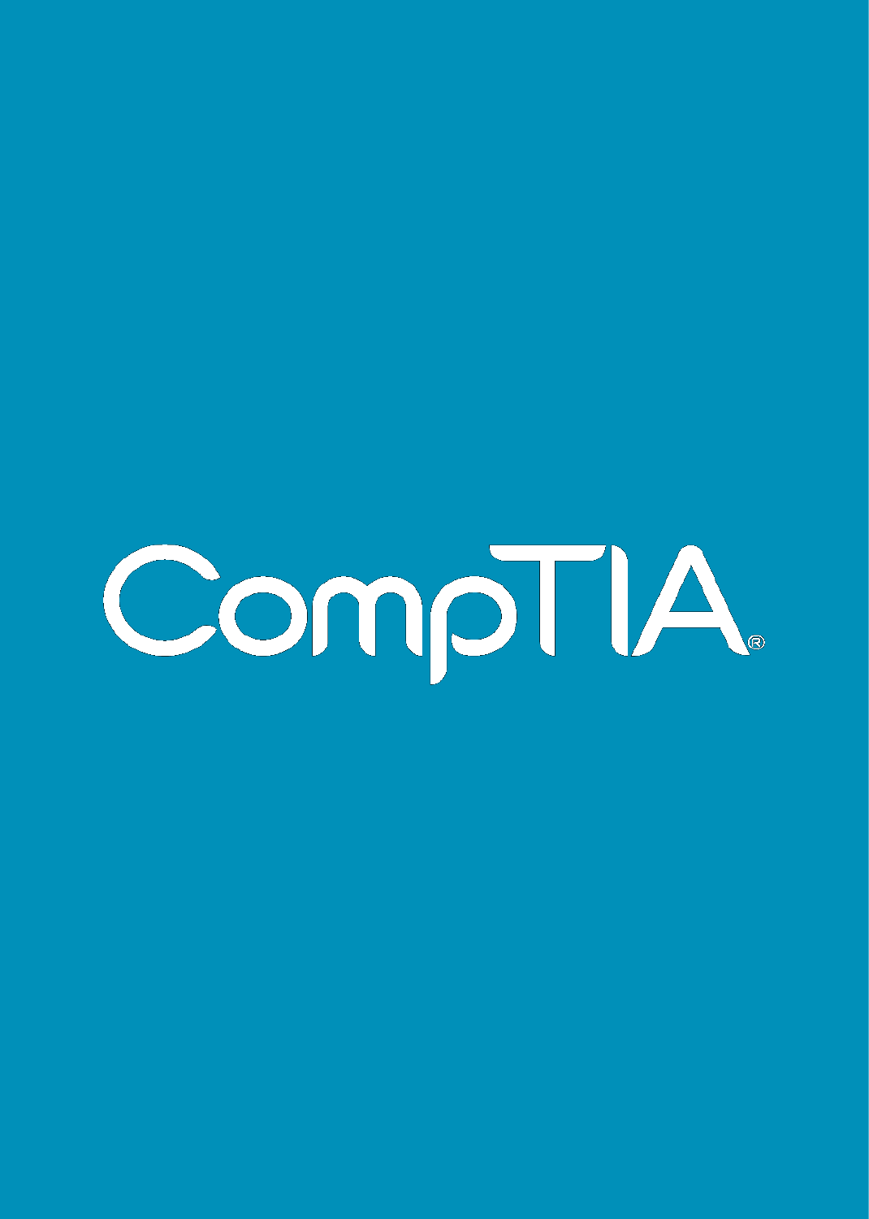CompTIA®